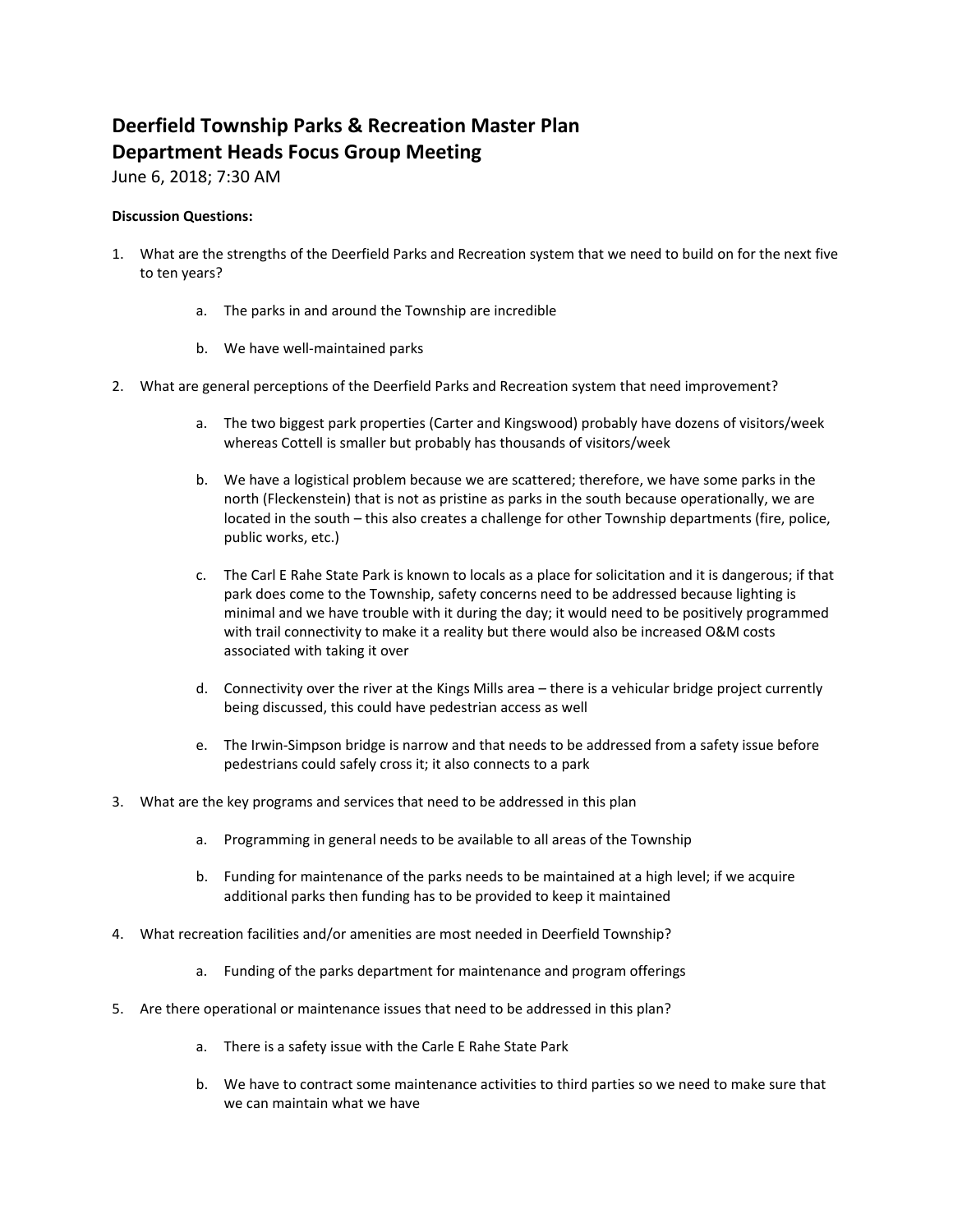# Deerfield Township Parks & Recreation Master Plan
## Department Heads Focus Group Meeting

June 6, 2018; 7:30 AM

**Discussion Questions:**

1. What are the strengths of the Deerfield Parks and Recreation system that we need to build on for the next five to ten years?
    a. The parks in and around the Township are incredible
    b. We have well-maintained parks
2. What are general perceptions of the Deerfield Parks and Recreation system that need improvement?
    a. The two biggest park properties (Carter and Kingswood) probably have dozens of visitors/week whereas Cottell is smaller but probably has thousands of visitors/week
    b. We have a logistical problem because we are scattered; therefore, we have some parks in the north (Fleckenstein) that is not as pristine as parks in the south because operationally, we are located in the south – this also creates a challenge for other Township departments (fire, police, public works, etc.)
    c. The Carl E Rahe State Park is known to locals as a place for solicitation and it is dangerous; if that park does come to the Township, safety concerns need to be addressed because lighting is minimal and we have trouble with it during the day; it would need to be positively programmed with trail connectivity to make it a reality but there would also be increased O&M costs associated with taking it over
    d. Connectivity over the river at the Kings Mills area – there is a vehicular bridge project currently being discussed, this could have pedestrian access as well
    e. The Irwin-Simpson bridge is narrow and that needs to be addressed from a safety issue before pedestrians could safely cross it; it also connects to a park
3. What are the key programs and services that need to be addressed in this plan
    a. Programming in general needs to be available to all areas of the Township
    b. Funding for maintenance of the parks needs to be maintained at a high level; if we acquire additional parks then funding has to be provided to keep it maintained
4. What recreation facilities and/or amenities are most needed in Deerfield Township?
    a. Funding of the parks department for maintenance and program offerings
5. Are there operational or maintenance issues that need to be addressed in this plan?
    a. There is a safety issue with the Carle E Rahe State Park
    b. We have to contract some maintenance activities to third parties so we need to make sure that we can maintain what we have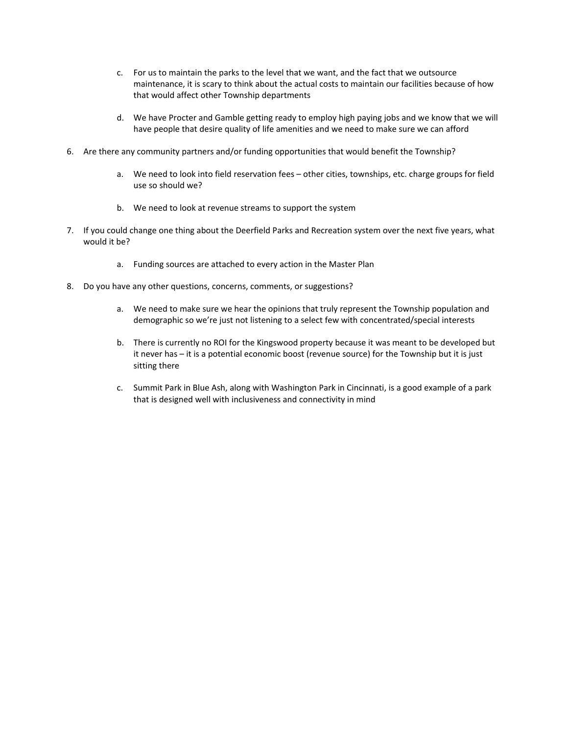c. For us to maintain the parks to the level that we want, and the fact that we outsource maintenance, it is scary to think about the actual costs to maintain our facilities because of how that would affect other Township departments

   d. We have Procter and Gamble getting ready to employ high paying jobs and we know that we will have people that desire quality of life amenities and we need to make sure we can afford

6. Are there any community partners and/or funding opportunities that would benefit the Township?

   a. We need to look into field reservation fees – other cities, townships, etc. charge groups for field use so should we?

   b. We need to look at revenue streams to support the system

7. If you could change one thing about the Deerfield Parks and Recreation system over the next five years, what would it be?

   a. Funding sources are attached to every action in the Master Plan

8. Do you have any other questions, concerns, comments, or suggestions?

   a. We need to make sure we hear the opinions that truly represent the Township population and demographic so we're just not listening to a select few with concentrated/special interests

   b. There is currently no ROI for the Kingswood property because it was meant to be developed but it never has – it is a potential economic boost (revenue source) for the Township but it is just sitting there

   c. Summit Park in Blue Ash, along with Washington Park in Cincinnati, is a good example of a park that is designed well with inclusiveness and connectivity in mind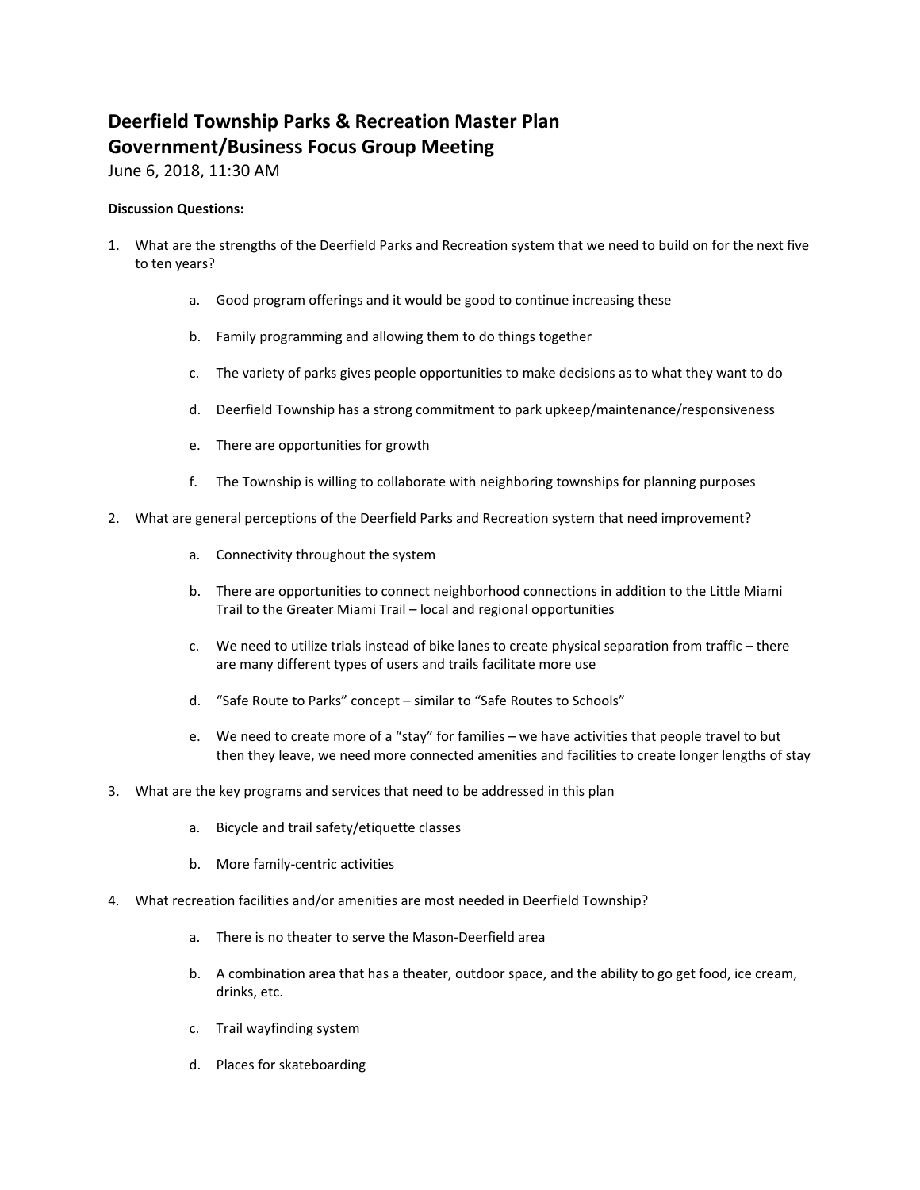# Deerfield Township Parks & Recreation Master Plan
## Government/Business Focus Group Meeting

June 6, 2018, 11:30 AM

**Discussion Questions:**

1. What are the strengths of the Deerfield Parks and Recreation system that we need to build on for the next five to ten years?
   a. Good program offerings and it would be good to continue increasing these
   b. Family programming and allowing them to do things together
   c. The variety of parks gives people opportunities to make decisions as to what they want to do
   d. Deerfield Township has a strong commitment to park upkeep/maintenance/responsiveness
   e. There are opportunities for growth
   f. The Township is willing to collaborate with neighboring townships for planning purposes
2. What are general perceptions of the Deerfield Parks and Recreation system that need improvement?
   a. Connectivity throughout the system
   b. There are opportunities to connect neighborhood connections in addition to the Little Miami Trail to the Greater Miami Trail – local and regional opportunities
   c. We need to utilize trials instead of bike lanes to create physical separation from traffic – there are many different types of users and trails facilitate more use
   d. "Safe Route to Parks" concept – similar to "Safe Routes to Schools"
   e. We need to create more of a "stay" for families – we have activities that people travel to but then they leave, we need more connected amenities and facilities to create longer lengths of stay
3. What are the key programs and services that need to be addressed in this plan
   a. Bicycle and trail safety/etiquette classes
   b. More family-centric activities
4. What recreation facilities and/or amenities are most needed in Deerfield Township?
   a. There is no theater to serve the Mason-Deerfield area
   b. A combination area that has a theater, outdoor space, and the ability to go get food, ice cream, drinks, etc.
   c. Trail wayfinding system
   d. Places for skateboarding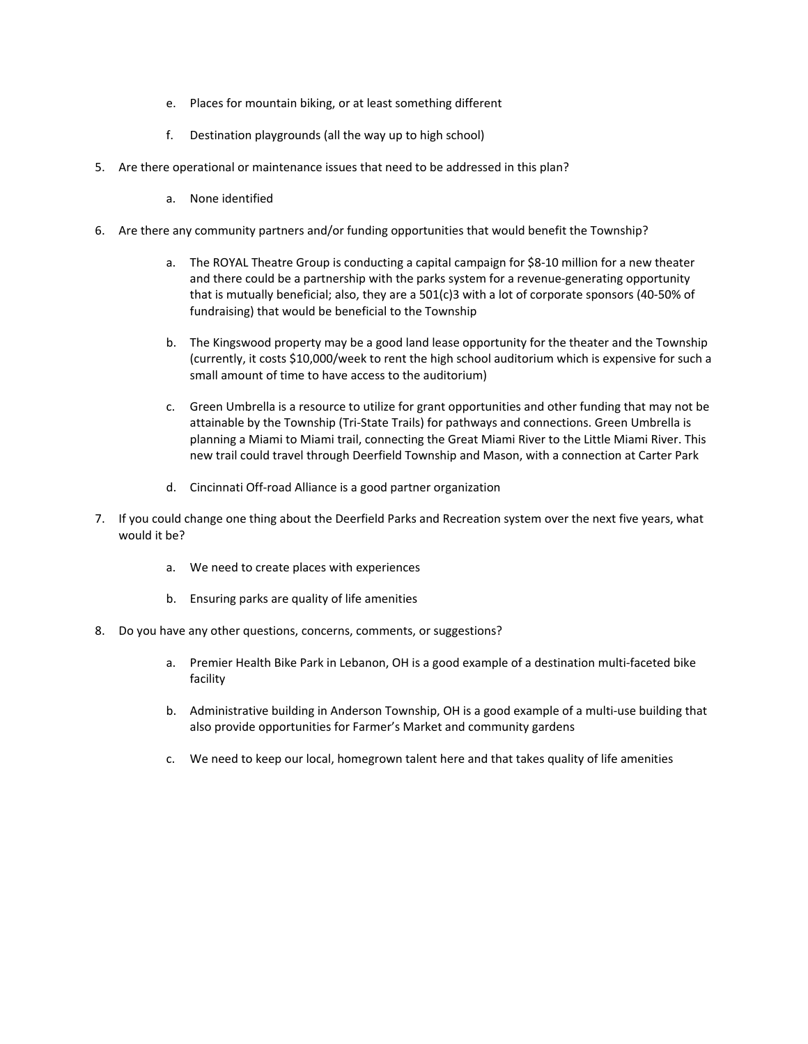e. Places for mountain biking, or at least something different

f. Destination playgrounds (all the way up to high school)

5. Are there operational or maintenance issues that need to be addressed in this plan?

    a. None identified

6. Are there any community partners and/or funding opportunities that would benefit the Township?

    a. The ROYAL Theatre Group is conducting a capital campaign for $8-10 million for a new theater and there could be a partnership with the parks system for a revenue-generating opportunity that is mutually beneficial; also, they are a 501(c)3 with a lot of corporate sponsors (40-50% of fundraising) that would be beneficial to the Township

    b. The Kingswood property may be a good land lease opportunity for the theater and the Township (currently, it costs $10,000/week to rent the high school auditorium which is expensive for such a small amount of time to have access to the auditorium)

    c. Green Umbrella is a resource to utilize for grant opportunities and other funding that may not be attainable by the Township (Tri-State Trails) for pathways and connections. Green Umbrella is planning a Miami to Miami trail, connecting the Great Miami River to the Little Miami River. This new trail could travel through Deerfield Township and Mason, with a connection at Carter Park

    d. Cincinnati Off-road Alliance is a good partner organization

7. If you could change one thing about the Deerfield Parks and Recreation system over the next five years, what would it be?

    a. We need to create places with experiences

    b. Ensuring parks are quality of life amenities

8. Do you have any other questions, concerns, comments, or suggestions?

    a. Premier Health Bike Park in Lebanon, OH is a good example of a destination multi-faceted bike facility

    b. Administrative building in Anderson Township, OH is a good example of a multi-use building that also provide opportunities for Farmer's Market and community gardens

    c. We need to keep our local, homegrown talent here and that takes quality of life amenities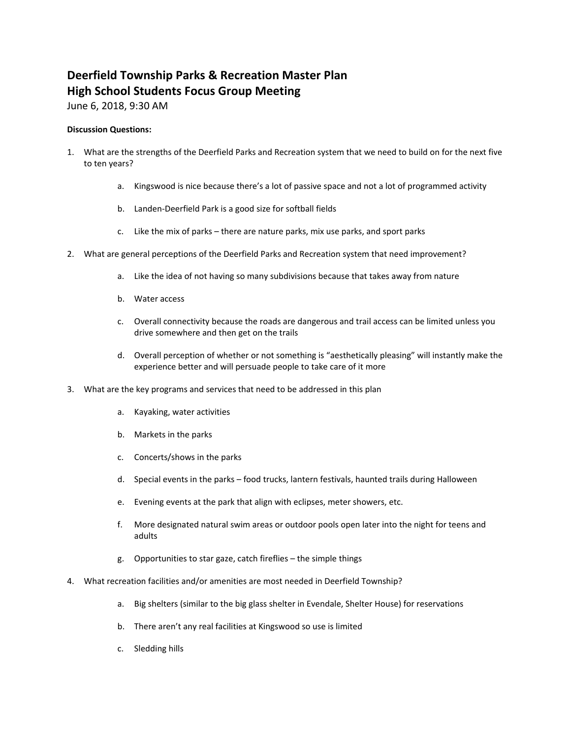# Deerfield Township Parks & Recreation Master Plan
# High School Students Focus Group Meeting

June 6, 2018, 9:30 AM

**Discussion Questions:**

1. What are the strengths of the Deerfield Parks and Recreation system that we need to build on for the next five to ten years?
   a. Kingswood is nice because there's a lot of passive space and not a lot of programmed activity
   b. Landen-Deerfield Park is a good size for softball fields
   c. Like the mix of parks – there are nature parks, mix use parks, and sport parks

2. What are general perceptions of the Deerfield Parks and Recreation system that need improvement?
   a. Like the idea of not having so many subdivisions because that takes away from nature
   b. Water access
   c. Overall connectivity because the roads are dangerous and trail access can be limited unless you drive somewhere and then get on the trails
   d. Overall perception of whether or not something is "aesthetically pleasing" will instantly make the experience better and will persuade people to take care of it more

3. What are the key programs and services that need to be addressed in this plan
   a. Kayaking, water activities
   b. Markets in the parks
   c. Concerts/shows in the parks
   d. Special events in the parks – food trucks, lantern festivals, haunted trails during Halloween
   e. Evening events at the park that align with eclipses, meter showers, etc.
   f. More designated natural swim areas or outdoor pools open later into the night for teens and adults
   g. Opportunities to star gaze, catch fireflies – the simple things

4. What recreation facilities and/or amenities are most needed in Deerfield Township?
   a. Big shelters (similar to the big glass shelter in Evendale, Shelter House) for reservations
   b. There aren't any real facilities at Kingswood so use is limited
   c. Sledding hills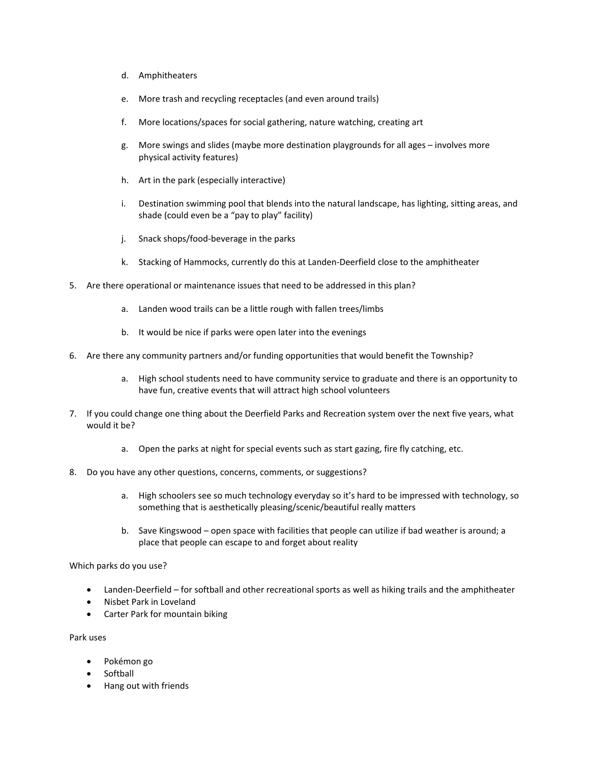d. Amphitheaters

e. More trash and recycling receptacles (and even around trails)

f. More locations/spaces for social gathering, nature watching, creating art

g. More swings and slides (maybe more destination playgrounds for all ages – involves more physical activity features)

h. Art in the park (especially interactive)

i. Destination swimming pool that blends into the natural landscape, has lighting, sitting areas, and shade (could even be a "pay to play" facility)

j. Snack shops/food-beverage in the parks

k. Stacking of Hammocks, currently do this at Landen-Deerfield close to the amphitheater

5. Are there operational or maintenance issues that need to be addressed in this plan?

   a. Landen wood trails can be a little rough with fallen trees/limbs

   b. It would be nice if parks were open later into the evenings

6. Are there any community partners and/or funding opportunities that would benefit the Township?

   a. High school students need to have community service to graduate and there is an opportunity to have fun, creative events that will attract high school volunteers

7. If you could change one thing about the Deerfield Parks and Recreation system over the next five years, what would it be?

   a. Open the parks at night for special events such as start gazing, fire fly catching, etc.

8. Do you have any other questions, concerns, comments, or suggestions?

   a. High schoolers see so much technology everyday so it's hard to be impressed with technology, so something that is aesthetically pleasing/scenic/beautiful really matters

   b. Save Kingswood – open space with facilities that people can utilize if bad weather is around; a place that people can escape to and forget about reality

Which parks do you use?

- Landen-Deerfield – for softball and other recreational sports as well as hiking trails and the amphitheater
- Nisbet Park in Loveland
- Carter Park for mountain biking

Park uses

- Pokémon go
- Softball
- Hang out with friends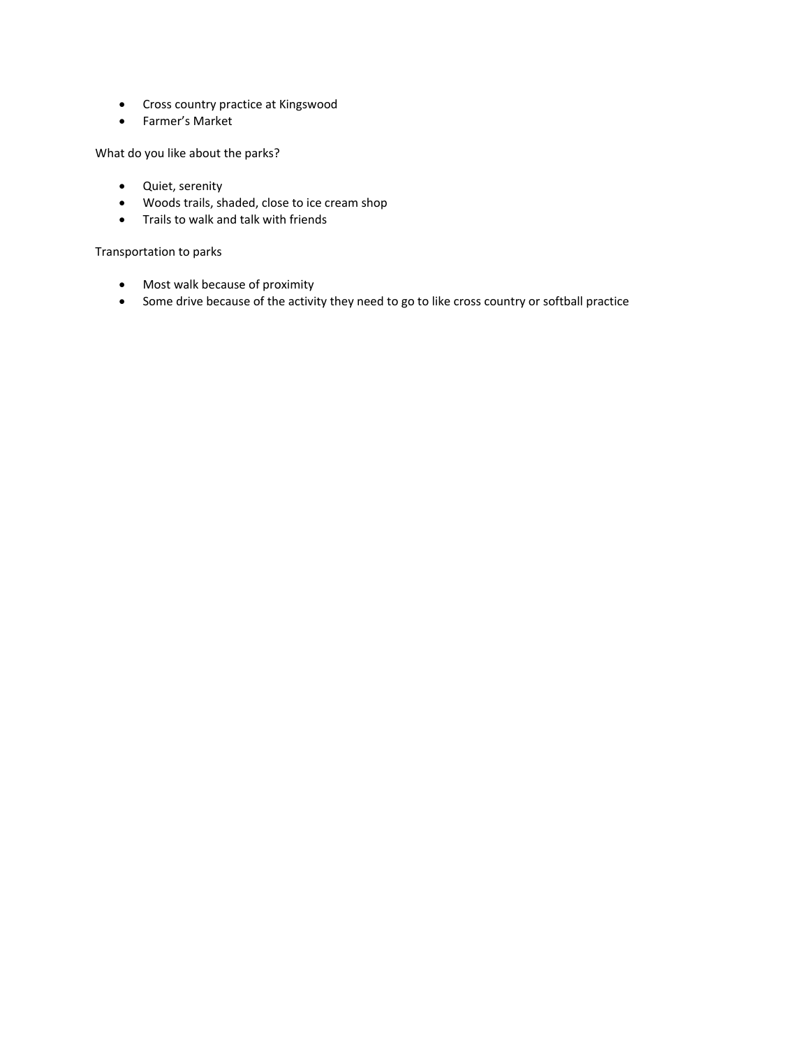- Cross country practice at Kingswood
- Farmer's Market

What do you like about the parks?

- Quiet, serenity
- Woods trails, shaded, close to ice cream shop
- Trails to walk and talk with friends

Transportation to parks

- Most walk because of proximity
- Some drive because of the activity they need to go to like cross country or softball practice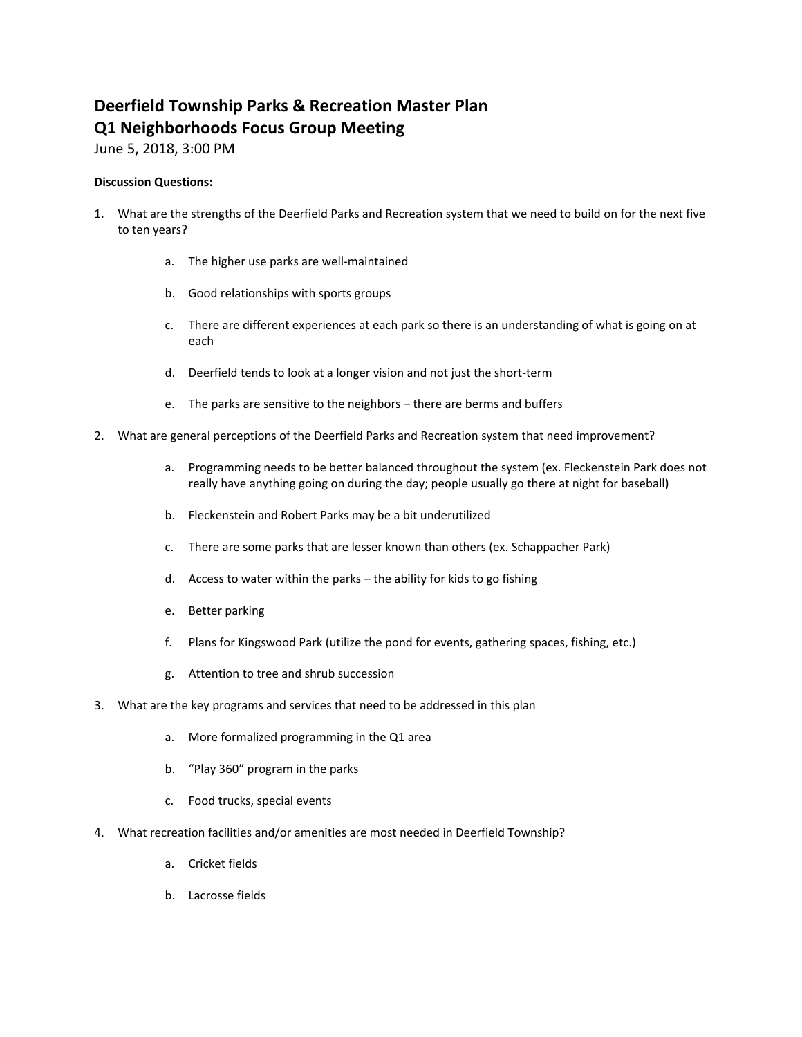# Deerfield Township Parks & Recreation Master Plan
# Q1 Neighborhoods Focus Group Meeting

June 5, 2018, 3:00 PM

**Discussion Questions:**

1. What are the strengths of the Deerfield Parks and Recreation system that we need to build on for the next five to ten years?
   a. The higher use parks are well-maintained
   b. Good relationships with sports groups
   c. There are different experiences at each park so there is an understanding of what is going on at each
   d. Deerfield tends to look at a longer vision and not just the short-term
   e. The parks are sensitive to the neighbors – there are berms and buffers
2. What are general perceptions of the Deerfield Parks and Recreation system that need improvement?
   a. Programming needs to be better balanced throughout the system (ex. Fleckenstein Park does not really have anything going on during the day; people usually go there at night for baseball)
   b. Fleckenstein and Robert Parks may be a bit underutilized
   c. There are some parks that are lesser known than others (ex. Schappacher Park)
   d. Access to water within the parks – the ability for kids to go fishing
   e. Better parking
   f. Plans for Kingswood Park (utilize the pond for events, gathering spaces, fishing, etc.)
   g. Attention to tree and shrub succession
3. What are the key programs and services that need to be addressed in this plan
   a. More formalized programming in the Q1 area
   b. "Play 360" program in the parks
   c. Food trucks, special events
4. What recreation facilities and/or amenities are most needed in Deerfield Township?
   a. Cricket fields
   b. Lacrosse fields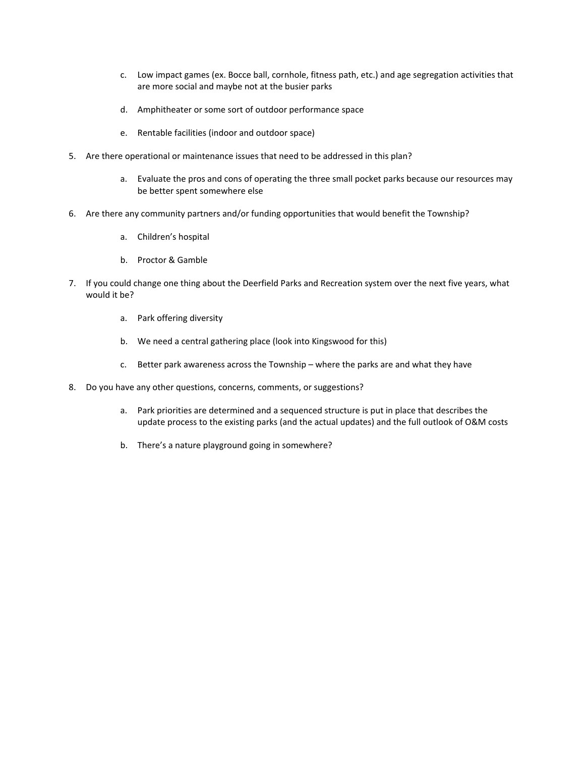c. Low impact games (ex. Bocce ball, cornhole, fitness path, etc.) and age segregation activities that are more social and maybe not at the busier parks

d. Amphitheater or some sort of outdoor performance space

e. Rentable facilities (indoor and outdoor space)

5. Are there operational or maintenance issues that need to be addressed in this plan?

   a. Evaluate the pros and cons of operating the three small pocket parks because our resources may be better spent somewhere else

6. Are there any community partners and/or funding opportunities that would benefit the Township?

   a. Children's hospital

   b. Proctor & Gamble

7. If you could change one thing about the Deerfield Parks and Recreation system over the next five years, what would it be?

   a. Park offering diversity

   b. We need a central gathering place (look into Kingswood for this)

   c. Better park awareness across the Township – where the parks are and what they have

8. Do you have any other questions, concerns, comments, or suggestions?

   a. Park priorities are determined and a sequenced structure is put in place that describes the update process to the existing parks (and the actual updates) and the full outlook of O&M costs

   b. There's a nature playground going in somewhere?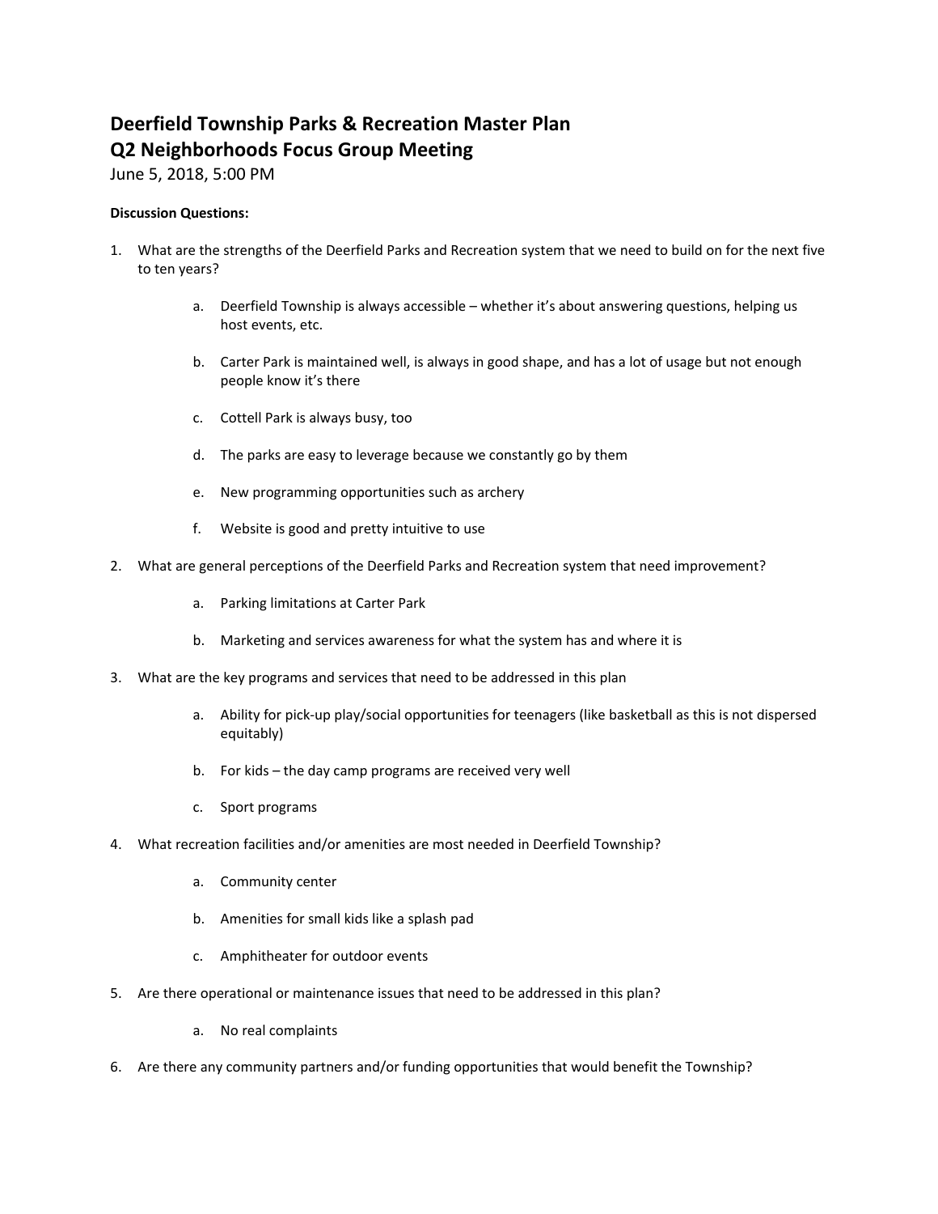# Deerfield Township Parks & Recreation Master Plan
# Q2 Neighborhoods Focus Group Meeting

June 5, 2018, 5:00 PM

**Discussion Questions:**

1. What are the strengths of the Deerfield Parks and Recreation system that we need to build on for the next five to ten years?
   a. Deerfield Township is always accessible – whether it's about answering questions, helping us host events, etc.
   b. Carter Park is maintained well, is always in good shape, and has a lot of usage but not enough people know it's there
   c. Cottell Park is always busy, too
   d. The parks are easy to leverage because we constantly go by them
   e. New programming opportunities such as archery
   f. Website is good and pretty intuitive to use
2. What are general perceptions of the Deerfield Parks and Recreation system that need improvement?
   a. Parking limitations at Carter Park
   b. Marketing and services awareness for what the system has and where it is
3. What are the key programs and services that need to be addressed in this plan
   a. Ability for pick-up play/social opportunities for teenagers (like basketball as this is not dispersed equitably)
   b. For kids – the day camp programs are received very well
   c. Sport programs
4. What recreation facilities and/or amenities are most needed in Deerfield Township?
   a. Community center
   b. Amenities for small kids like a splash pad
   c. Amphitheater for outdoor events
5. Are there operational or maintenance issues that need to be addressed in this plan?
   a. No real complaints
6. Are there any community partners and/or funding opportunities that would benefit the Township?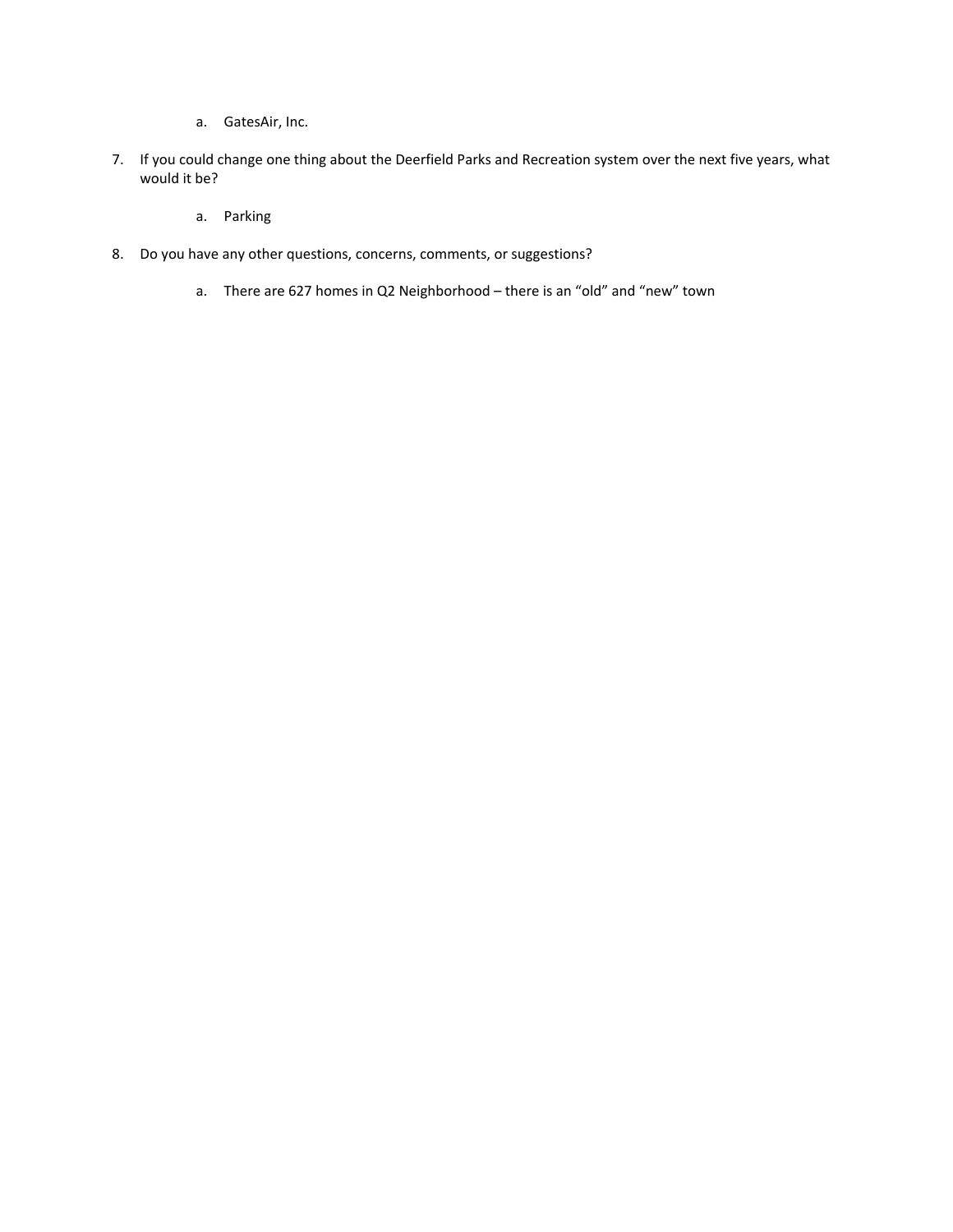a. GatesAir, Inc.

7. If you could change one thing about the Deerfield Parks and Recreation system over the next five years, what would it be?

   a. Parking

8. Do you have any other questions, concerns, comments, or suggestions?

   a. There are 627 homes in Q2 Neighborhood – there is an "old" and "new" town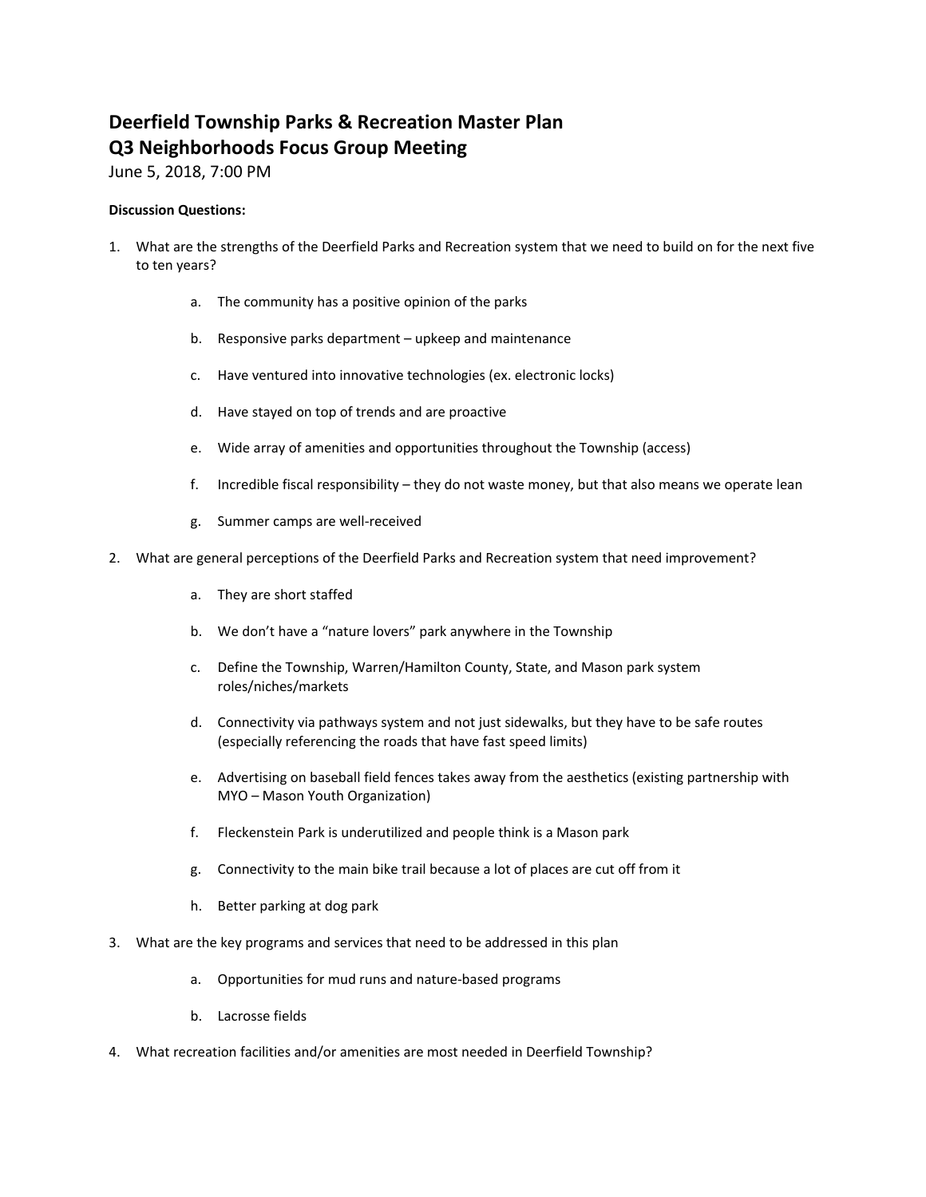# Deerfield Township Parks & Recreation Master Plan
## Q3 Neighborhoods Focus Group Meeting

June 5, 2018, 7:00 PM

**Discussion Questions:**

1. What are the strengths of the Deerfield Parks and Recreation system that we need to build on for the next five to ten years?
   a. The community has a positive opinion of the parks
   b. Responsive parks department – upkeep and maintenance
   c. Have ventured into innovative technologies (ex. electronic locks)
   d. Have stayed on top of trends and are proactive
   e. Wide array of amenities and opportunities throughout the Township (access)
   f. Incredible fiscal responsibility – they do not waste money, but that also means we operate lean
   g. Summer camps are well-received
2. What are general perceptions of the Deerfield Parks and Recreation system that need improvement?
   a. They are short staffed
   b. We don't have a "nature lovers" park anywhere in the Township
   c. Define the Township, Warren/Hamilton County, State, and Mason park system roles/niches/markets
   d. Connectivity via pathways system and not just sidewalks, but they have to be safe routes (especially referencing the roads that have fast speed limits)
   e. Advertising on baseball field fences takes away from the aesthetics (existing partnership with MYO – Mason Youth Organization)
   f. Fleckenstein Park is underutilized and people think is a Mason park
   g. Connectivity to the main bike trail because a lot of places are cut off from it
   h. Better parking at dog park
3. What are the key programs and services that need to be addressed in this plan
   a. Opportunities for mud runs and nature-based programs
   b. Lacrosse fields
4. What recreation facilities and/or amenities are most needed in Deerfield Township?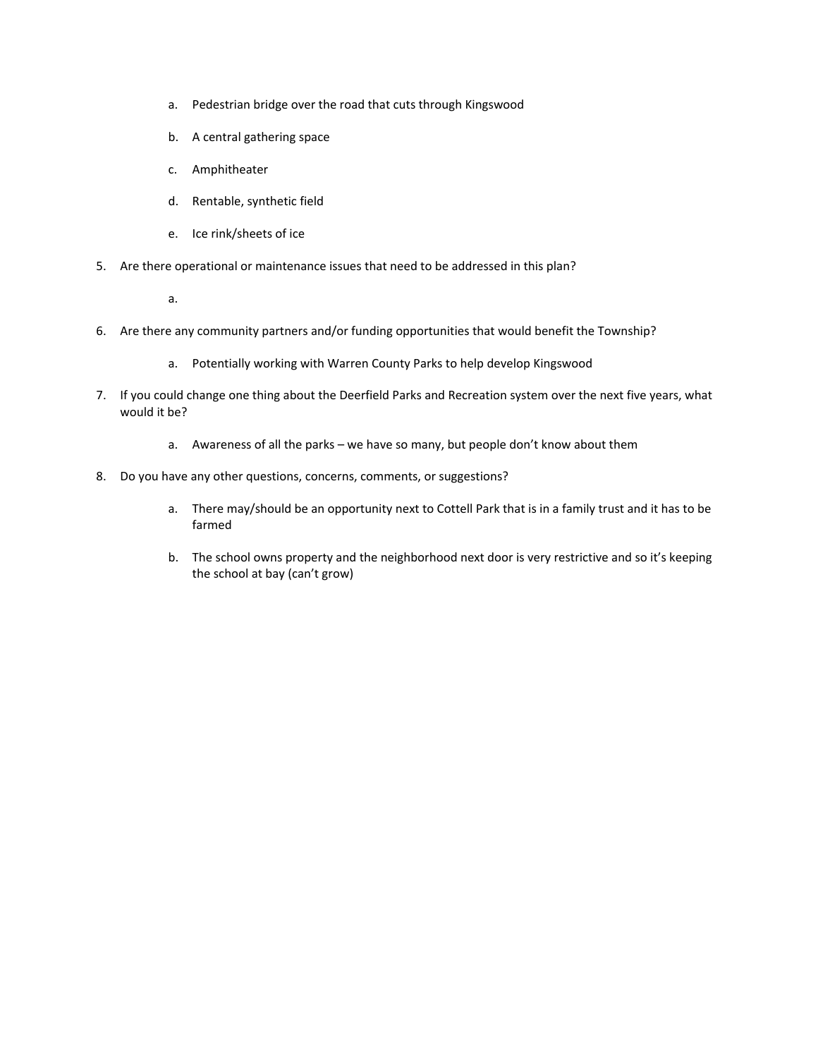a. Pedestrian bridge over the road that cuts through Kingswood
   b. A central gathering space
   c. Amphitheater
   d. Rentable, synthetic field
   e. Ice rink/sheets of ice

5. Are there operational or maintenance issues that need to be addressed in this plan?
   a.

6. Are there any community partners and/or funding opportunities that would benefit the Township?
   a. Potentially working with Warren County Parks to help develop Kingswood

7. If you could change one thing about the Deerfield Parks and Recreation system over the next five years, what would it be?
   a. Awareness of all the parks – we have so many, but people don't know about them

8. Do you have any other questions, concerns, comments, or suggestions?
   a. There may/should be an opportunity next to Cottell Park that is in a family trust and it has to be farmed
   b. The school owns property and the neighborhood next door is very restrictive and so it's keeping the school at bay (can't grow)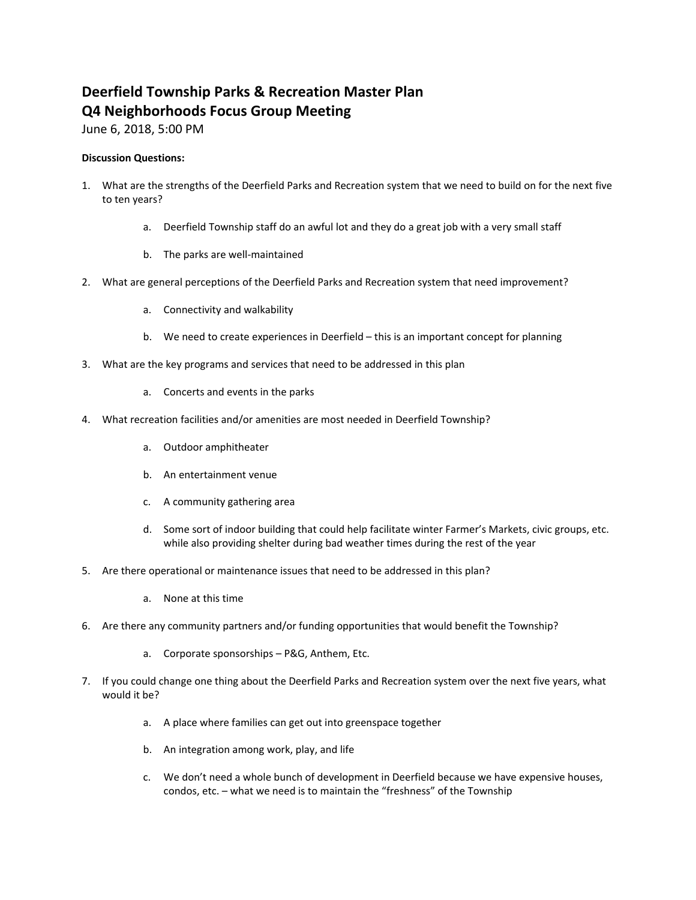# Deerfield Township Parks & Recreation Master Plan
# Q4 Neighborhoods Focus Group Meeting

June 6, 2018, 5:00 PM

**Discussion Questions:**

1. What are the strengths of the Deerfield Parks and Recreation system that we need to build on for the next five to ten years?
   a. Deerfield Township staff do an awful lot and they do a great job with a very small staff
   b. The parks are well-maintained
2. What are general perceptions of the Deerfield Parks and Recreation system that need improvement?
   a. Connectivity and walkability
   b. We need to create experiences in Deerfield – this is an important concept for planning
3. What are the key programs and services that need to be addressed in this plan
   a. Concerts and events in the parks
4. What recreation facilities and/or amenities are most needed in Deerfield Township?
   a. Outdoor amphitheater
   b. An entertainment venue
   c. A community gathering area
   d. Some sort of indoor building that could help facilitate winter Farmer's Markets, civic groups, etc. while also providing shelter during bad weather times during the rest of the year
5. Are there operational or maintenance issues that need to be addressed in this plan?
   a. None at this time
6. Are there any community partners and/or funding opportunities that would benefit the Township?
   a. Corporate sponsorships – P&G, Anthem, Etc.
7. If you could change one thing about the Deerfield Parks and Recreation system over the next five years, what would it be?
   a. A place where families can get out into greenspace together
   b. An integration among work, play, and life
   c. We don't need a whole bunch of development in Deerfield because we have expensive houses, condos, etc. – what we need is to maintain the "freshness" of the Township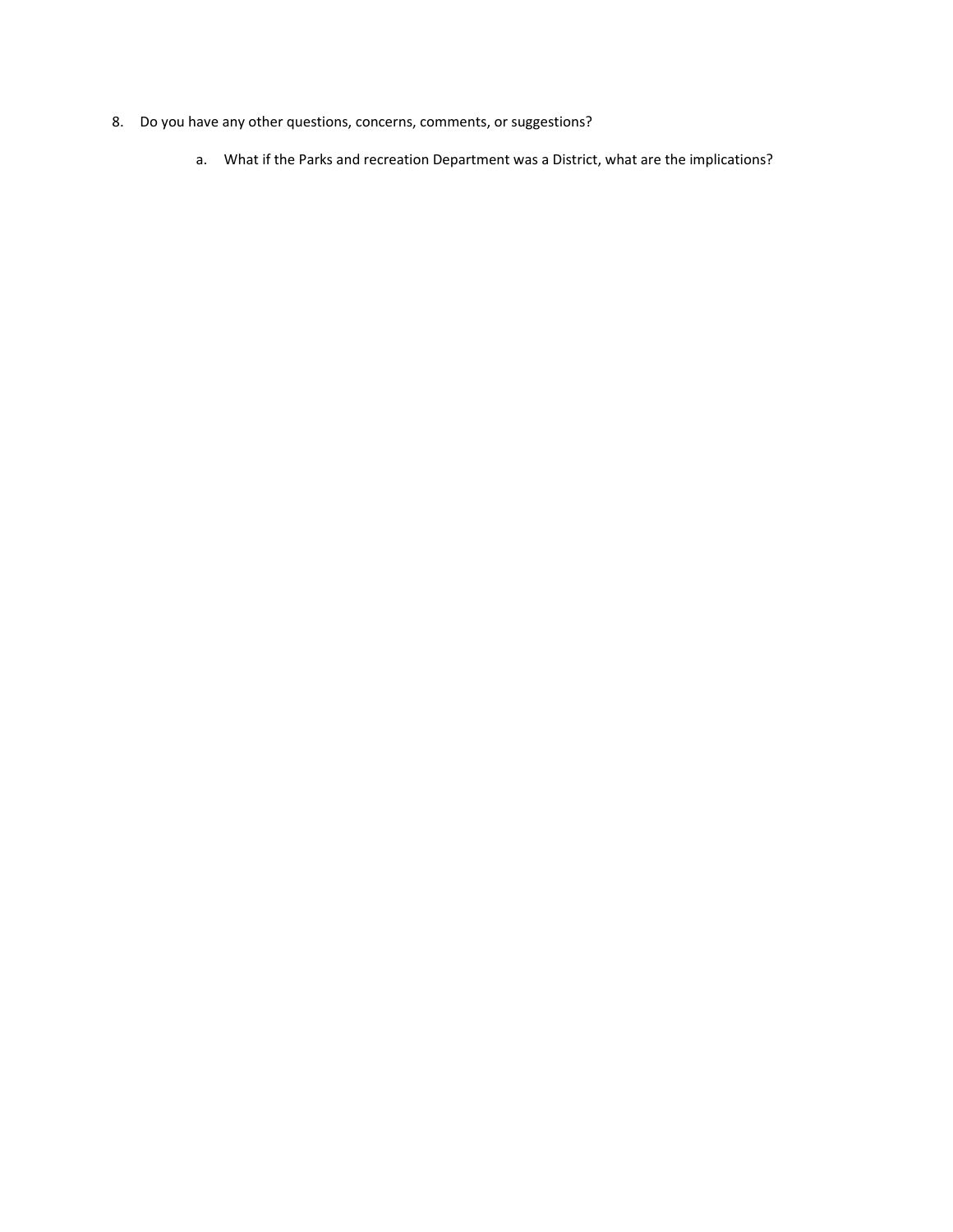8. Do you have any other questions, concerns, comments, or suggestions?

    a. What if the Parks and recreation Department was a District, what are the implications?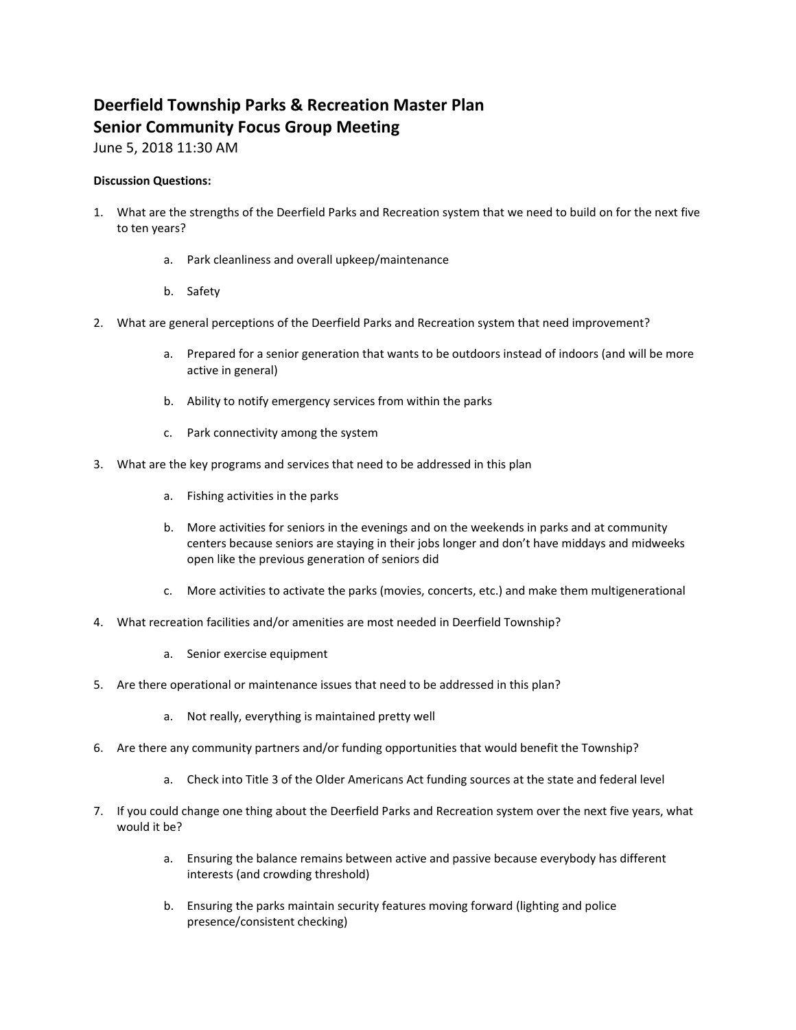# Deerfield Township Parks & Recreation Master Plan
# Senior Community Focus Group Meeting

June 5, 2018 11:30 AM

**Discussion Questions:**

1. What are the strengths of the Deerfield Parks and Recreation system that we need to build on for the next five to ten years?
    a. Park cleanliness and overall upkeep/maintenance
    b. Safety
2. What are general perceptions of the Deerfield Parks and Recreation system that need improvement?
    a. Prepared for a senior generation that wants to be outdoors instead of indoors (and will be more active in general)
    b. Ability to notify emergency services from within the parks
    c. Park connectivity among the system
3. What are the key programs and services that need to be addressed in this plan
    a. Fishing activities in the parks
    b. More activities for seniors in the evenings and on the weekends in parks and at community centers because seniors are staying in their jobs longer and don't have middays and midweeks open like the previous generation of seniors did
    c. More activities to activate the parks (movies, concerts, etc.) and make them multigenerational
4. What recreation facilities and/or amenities are most needed in Deerfield Township?
    a. Senior exercise equipment
5. Are there operational or maintenance issues that need to be addressed in this plan?
    a. Not really, everything is maintained pretty well
6. Are there any community partners and/or funding opportunities that would benefit the Township?
    a. Check into Title 3 of the Older Americans Act funding sources at the state and federal level
7. If you could change one thing about the Deerfield Parks and Recreation system over the next five years, what would it be?
    a. Ensuring the balance remains between active and passive because everybody has different interests (and crowding threshold)
    b. Ensuring the parks maintain security features moving forward (lighting and police presence/consistent checking)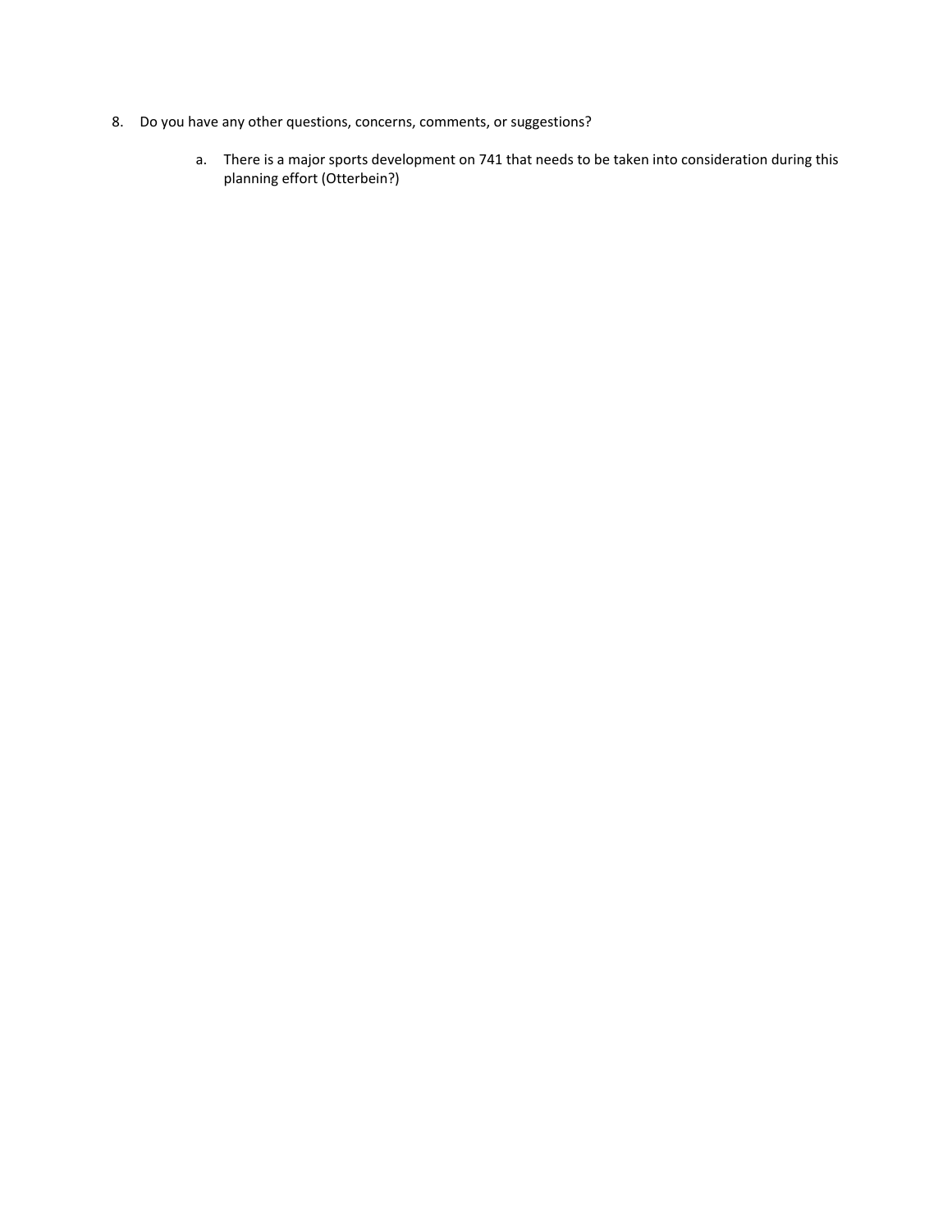8. Do you have any other questions, concerns, comments, or suggestions?

    a. There is a major sports development on 741 that needs to be taken into consideration during this planning effort (Otterbein?)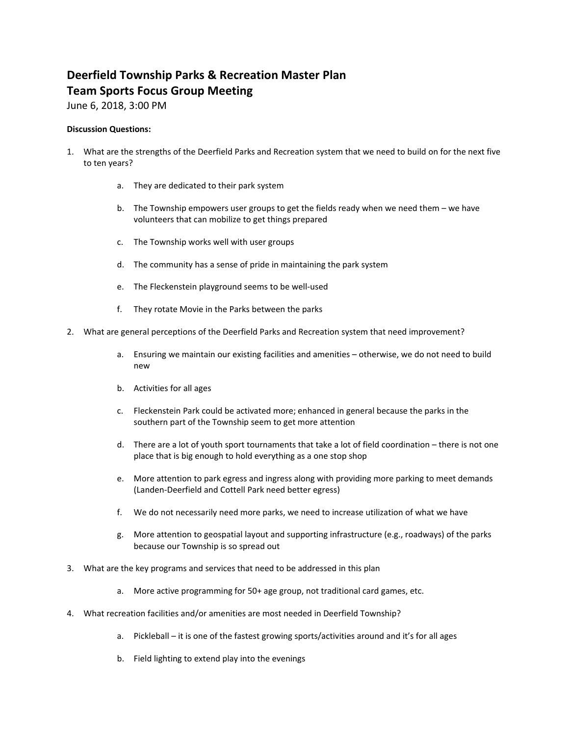# Deerfield Township Parks & Recreation Master Plan
## Team Sports Focus Group Meeting

June 6, 2018, 3:00 PM

**Discussion Questions:**

1. What are the strengths of the Deerfield Parks and Recreation system that we need to build on for the next five to ten years?
    a. They are dedicated to their park system
    b. The Township empowers user groups to get the fields ready when we need them – we have volunteers that can mobilize to get things prepared
    c. The Township works well with user groups
    d. The community has a sense of pride in maintaining the park system
    e. The Fleckenstein playground seems to be well-used
    f. They rotate Movie in the Parks between the parks
2. What are general perceptions of the Deerfield Parks and Recreation system that need improvement?
    a. Ensuring we maintain our existing facilities and amenities – otherwise, we do not need to build new
    b. Activities for all ages
    c. Fleckenstein Park could be activated more; enhanced in general because the parks in the southern part of the Township seem to get more attention
    d. There are a lot of youth sport tournaments that take a lot of field coordination – there is not one place that is big enough to hold everything as a one stop shop
    e. More attention to park egress and ingress along with providing more parking to meet demands (Landen-Deerfield and Cottell Park need better egress)
    f. We do not necessarily need more parks, we need to increase utilization of what we have
    g. More attention to geospatial layout and supporting infrastructure (e.g., roadways) of the parks because our Township is so spread out
3. What are the key programs and services that need to be addressed in this plan
    a. More active programming for 50+ age group, not traditional card games, etc.
4. What recreation facilities and/or amenities are most needed in Deerfield Township?
    a. Pickleball – it is one of the fastest growing sports/activities around and it's for all ages
    b. Field lighting to extend play into the evenings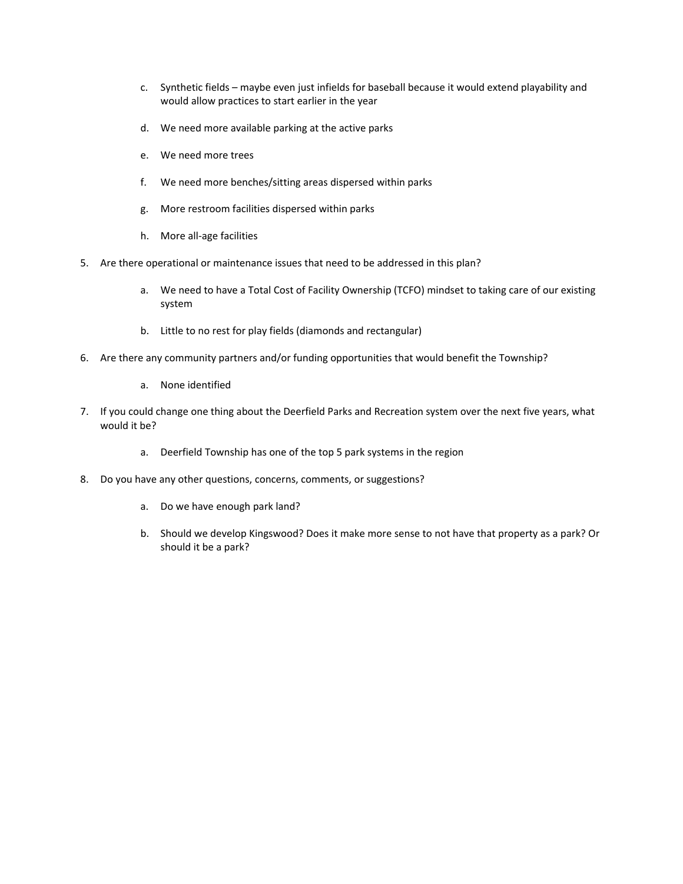c. Synthetic fields – maybe even just infields for baseball because it would extend playability and would allow practices to start earlier in the year

   d. We need more available parking at the active parks

   e. We need more trees

   f. We need more benches/sitting areas dispersed within parks

   g. More restroom facilities dispersed within parks

   h. More all-age facilities

5. Are there operational or maintenance issues that need to be addressed in this plan?

   a. We need to have a Total Cost of Facility Ownership (TCFO) mindset to taking care of our existing system

   b. Little to no rest for play fields (diamonds and rectangular)

6. Are there any community partners and/or funding opportunities that would benefit the Township?

   a. None identified

7. If you could change one thing about the Deerfield Parks and Recreation system over the next five years, what would it be?

   a. Deerfield Township has one of the top 5 park systems in the region

8. Do you have any other questions, concerns, comments, or suggestions?

   a. Do we have enough park land?

   b. Should we develop Kingswood? Does it make more sense to not have that property as a park? Or should it be a park?